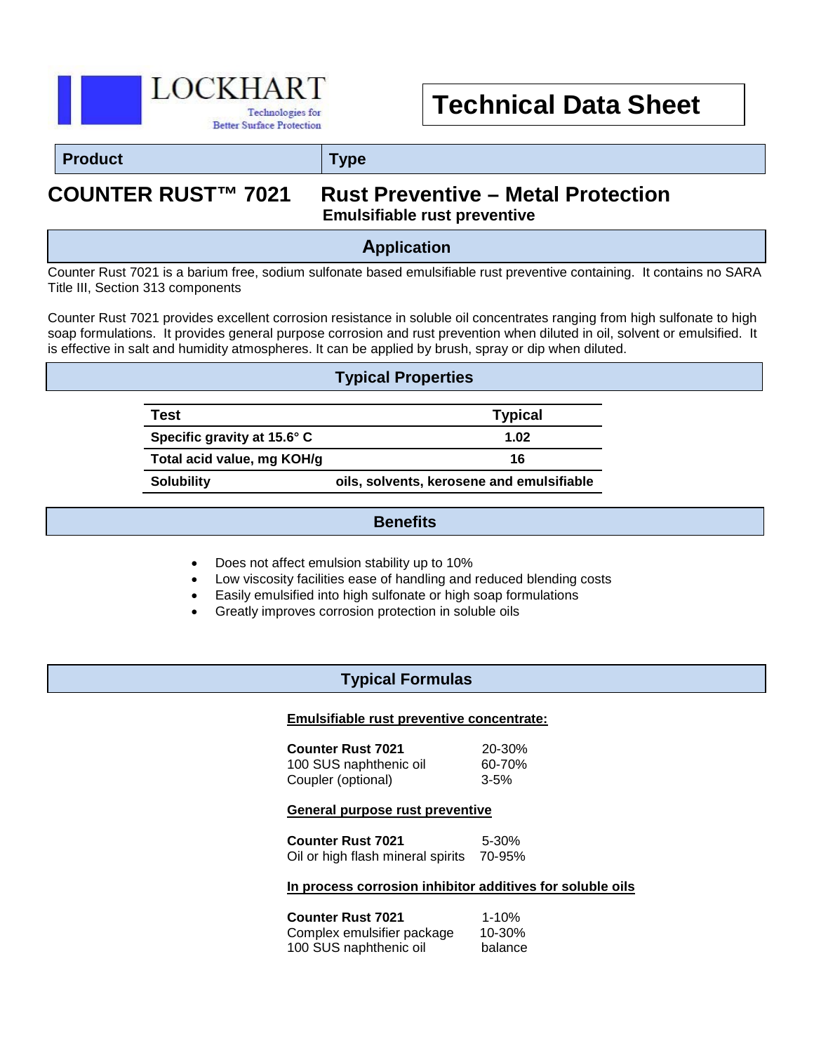LOCKHART

Technologies for Better Surface Protection

# Technical Data Sheet

| Product | Type |
|---|---|
| **COUNTER RUST™ 7021** | **Rust Preventive – Metal Protection**<br>**Emulsifiable rust preventive** |

## Application

Counter Rust 7021 is a barium free, sodium sulfonate based emulsifiable rust preventive containing. It contains no SARA Title III, Section 313 components

Counter Rust 7021 provides excellent corrosion resistance in soluble oil concentrates ranging from high sulfonate to high soap formulations. It provides general purpose corrosion and rust prevention when diluted in oil, solvent or emulsified. It is effective in salt and humidity atmospheres. It can be applied by brush, spray or dip when diluted.

## Typical Properties

| Test | Typical |
|---|---|
| **Specific gravity at 15.6° C** | **1.02** |
| **Total acid value, mg KOH/g** | **16** |
| **Solubility** | **oils, solvents, kerosene and emulsifiable** |

## Benefits

- Does not affect emulsion stability up to 10%
- Low viscosity facilities ease of handling and reduced blending costs
- Easily emulsified into high sulfonate or high soap formulations
- Greatly improves corrosion protection in soluble oils

## Typical Formulas

**Emulsifiable rust preventive concentrate:**

| | |
|---|---|
| **Counter Rust 7021** | 20-30% |
| 100 SUS naphthenic oil | 60-70% |
| Coupler (optional) | 3-5% |

**General purpose rust preventive**

| | |
|---|---|
| **Counter Rust 7021** | 5-30% |
| Oil or high flash mineral spirits | 70-95% |

**In process corrosion inhibitor additives for soluble oils**

| | |
|---|---|
| **Counter Rust 7021** | 1-10% |
| Complex emulsifier package | 10-30% |
| 100 SUS naphthenic oil | balance |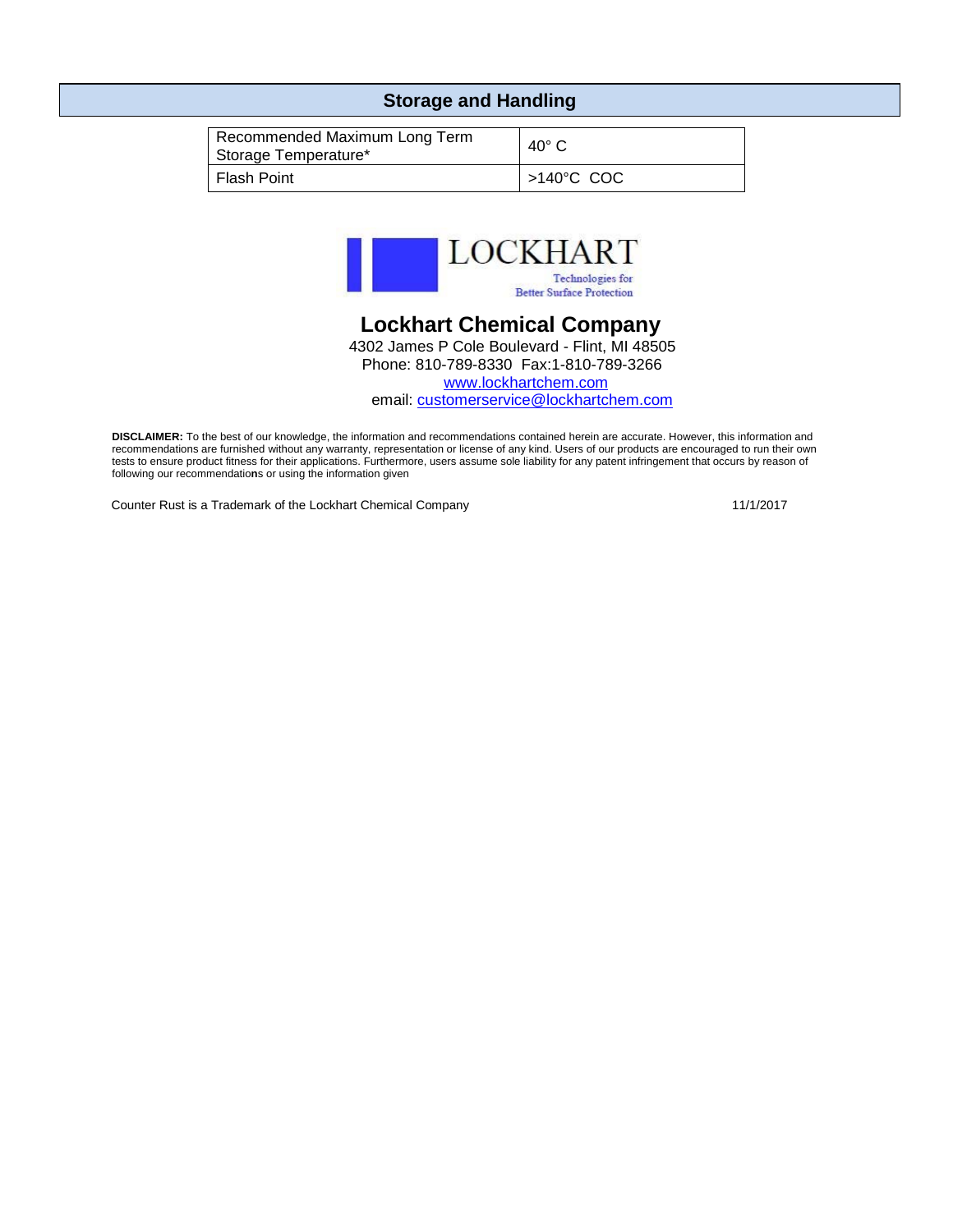## Storage and Handling

| | |
|---|---|
| Recommended Maximum Long Term Storage Temperature* | 40° C |
| Flash Point | >140°C COC |

LOCKHART

Technologies for Better Surface Protection

## Lockhart Chemical Company

4302 James P Cole Boulevard - Flint, MI 48505
Phone: 810-789-8330 Fax:1-810-789-3266
www.lockhartchem.com
email: customerservice@lockhartchem.com

**DISCLAIMER:** To the best of our knowledge, the information and recommendations contained herein are accurate. However, this information and recommendations are furnished without any warranty, representation or license of any kind. Users of our products are encouraged to run their own tests to ensure product fitness for their applications. Furthermore, users assume sole liability for any patent infringement that occurs by reason of following our recommendations or using the information given

Counter Rust is a Trademark of the Lockhart Chemical Company 11/1/2017